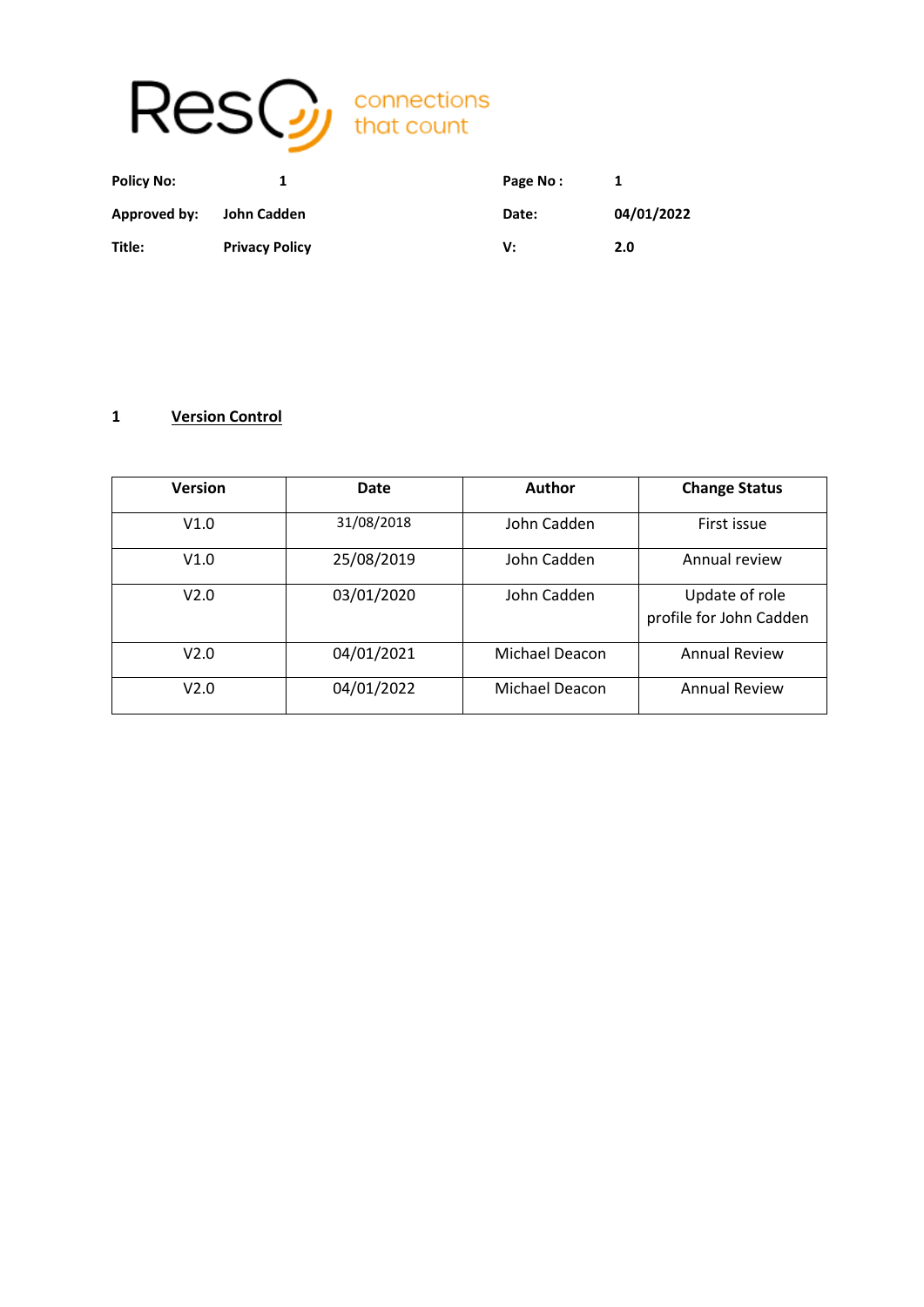ResQ connections that count

| | | | |
|---|---|---|---|
| **Policy No:** | **1** | **Page No :** | **1** |
| **Approved by:** | **John Cadden** | **Date:** | **04/01/2022** |
| **Title:** | **Privacy Policy** | **V:** | **2.0** |

## 1 Version Control

| Version | Date | Author | Change Status |
|---|---|---|---|
| V1.0 | 31/08/2018 | John Cadden | First issue |
| V1.0 | 25/08/2019 | John Cadden | Annual review |
| V2.0 | 03/01/2020 | John Cadden | Update of role profile for John Cadden |
| V2.0 | 04/01/2021 | Michael Deacon | Annual Review |
| V2.0 | 04/01/2022 | Michael Deacon | Annual Review |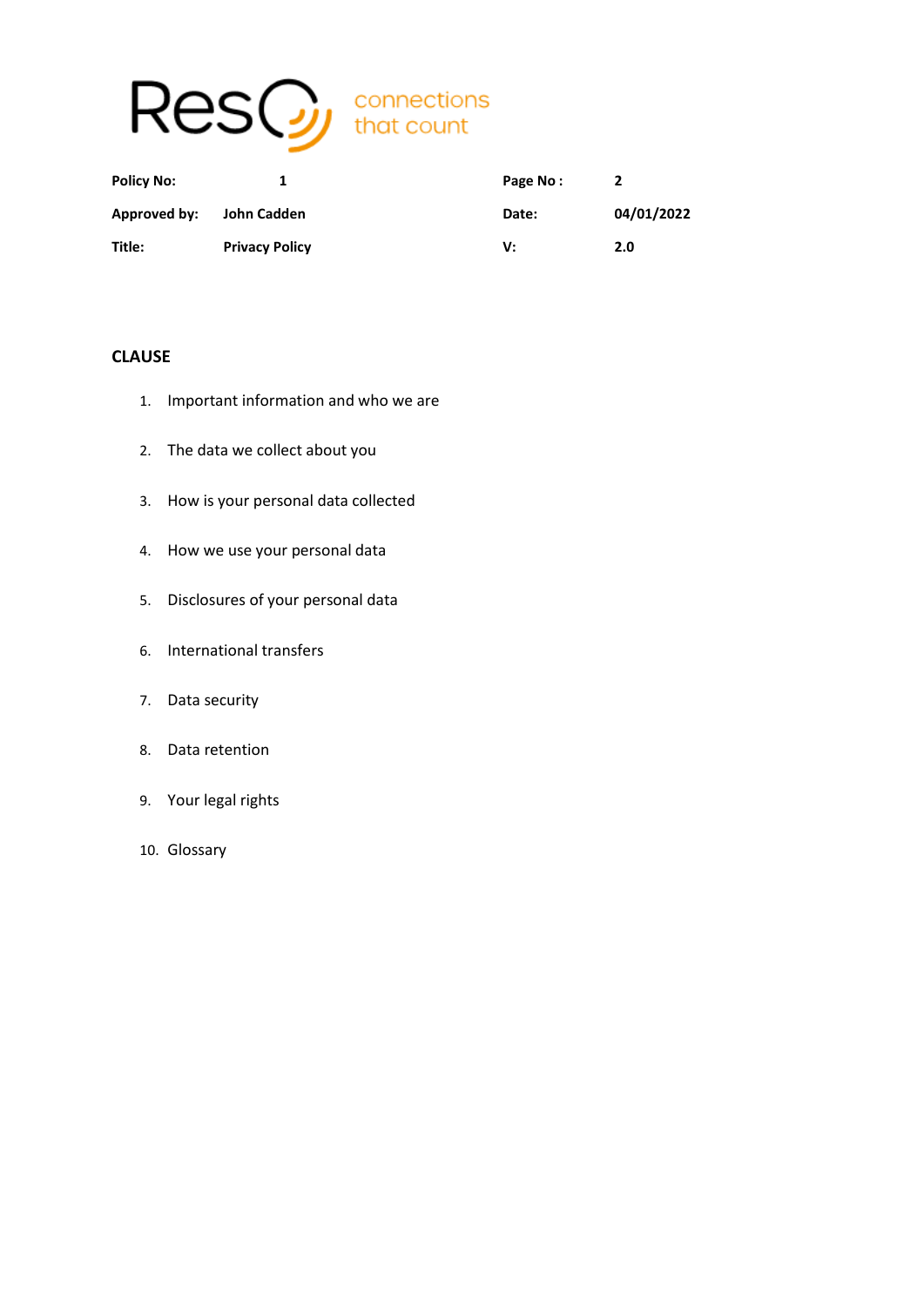| | | | |
|---|---|---|---|
| **Policy No:** | **1** | **Page No :** | **2** |
| **Approved by:** | **John Cadden** | **Date:** | **04/01/2022** |
| **Title:** | **Privacy Policy** | **V:** | **2.0** |

## CLAUSE

1. Important information and who we are
2. The data we collect about you
3. How is your personal data collected
4. How we use your personal data
5. Disclosures of your personal data
6. International transfers
7. Data security
8. Data retention
9. Your legal rights
10. Glossary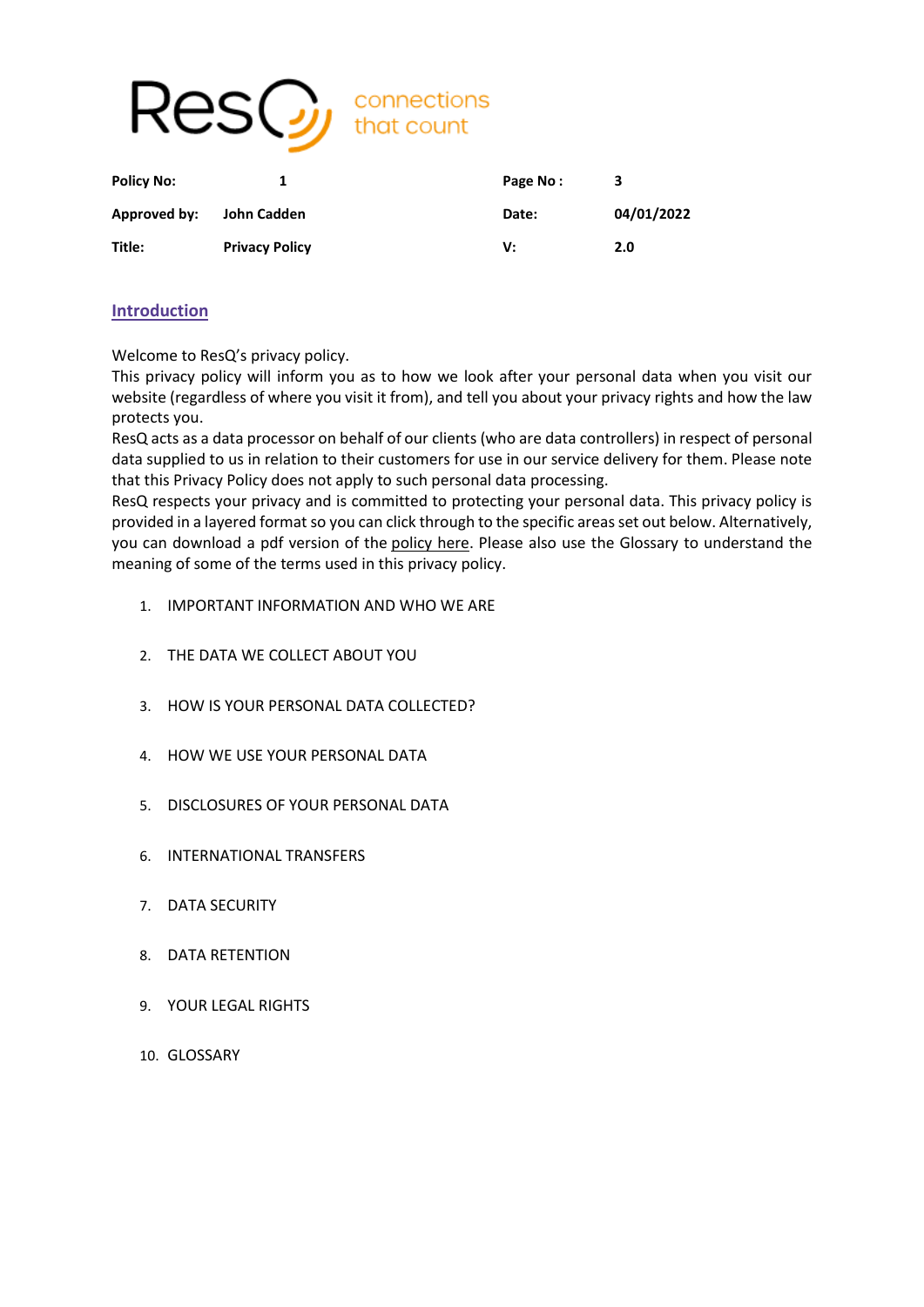ResQ connections that count

| Policy No: | 1 | Page No : | 3 |
|---|---|---|---|
| Approved by: | John Cadden | Date: | 04/01/2022 |
| Title: | Privacy Policy | V: | 2.0 |

## Introduction

Welcome to ResQ's privacy policy.
This privacy policy will inform you as to how we look after your personal data when you visit our website (regardless of where you visit it from), and tell you about your privacy rights and how the law protects you.
ResQ acts as a data processor on behalf of our clients (who are data controllers) in respect of personal data supplied to us in relation to their customers for use in our service delivery for them. Please note that this Privacy Policy does not apply to such personal data processing.
ResQ respects your privacy and is committed to protecting your personal data. This privacy policy is provided in a layered format so you can click through to the specific areas set out below. Alternatively, you can download a pdf version of the policy here. Please also use the Glossary to understand the meaning of some of the terms used in this privacy policy.

1. IMPORTANT INFORMATION AND WHO WE ARE
2. THE DATA WE COLLECT ABOUT YOU
3. HOW IS YOUR PERSONAL DATA COLLECTED?
4. HOW WE USE YOUR PERSONAL DATA
5. DISCLOSURES OF YOUR PERSONAL DATA
6. INTERNATIONAL TRANSFERS
7. DATA SECURITY
8. DATA RETENTION
9. YOUR LEGAL RIGHTS
10. GLOSSARY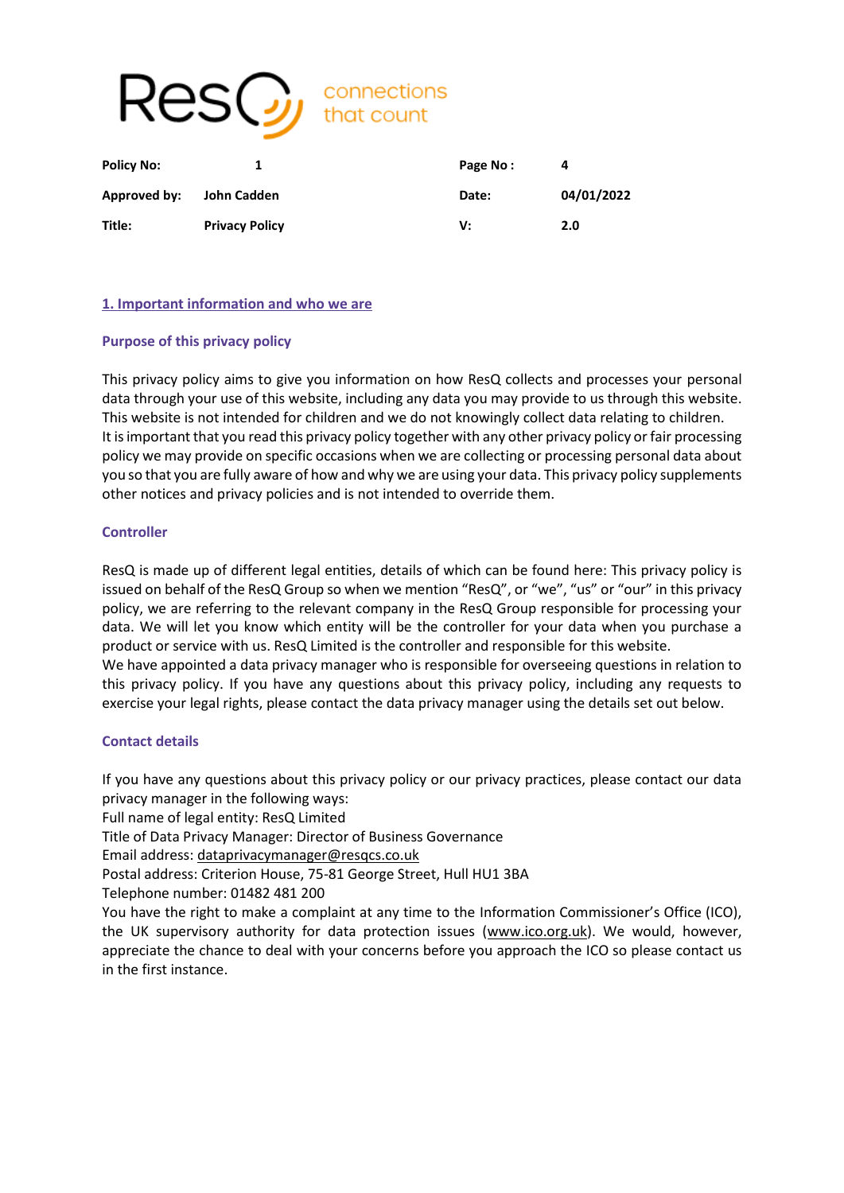| Policy No: | 1 | Page No : | 4 |
|---|---|---|---|
| Approved by: | John Cadden | Date: | 04/01/2022 |
| Title: | Privacy Policy | V: | 2.0 |

## 1. Important information and who we are

### Purpose of this privacy policy

This privacy policy aims to give you information on how ResQ collects and processes your personal data through your use of this website, including any data you may provide to us through this website. This website is not intended for children and we do not knowingly collect data relating to children.
It is important that you read this privacy policy together with any other privacy policy or fair processing policy we may provide on specific occasions when we are collecting or processing personal data about you so that you are fully aware of how and why we are using your data. This privacy policy supplements other notices and privacy policies and is not intended to override them.

### Controller

ResQ is made up of different legal entities, details of which can be found here: This privacy policy is issued on behalf of the ResQ Group so when we mention "ResQ", or "we", "us" or "our" in this privacy policy, we are referring to the relevant company in the ResQ Group responsible for processing your data. We will let you know which entity will be the controller for your data when you purchase a product or service with us. ResQ Limited is the controller and responsible for this website.
We have appointed a data privacy manager who is responsible for overseeing questions in relation to this privacy policy. If you have any questions about this privacy policy, including any requests to exercise your legal rights, please contact the data privacy manager using the details set out below.

### Contact details

If you have any questions about this privacy policy or our privacy practices, please contact our data privacy manager in the following ways:
Full name of legal entity: ResQ Limited
Title of Data Privacy Manager: Director of Business Governance
Email address: dataprivacymanager@resqcs.co.uk
Postal address: Criterion House, 75-81 George Street, Hull HU1 3BA
Telephone number: 01482 481 200
You have the right to make a complaint at any time to the Information Commissioner's Office (ICO), the UK supervisory authority for data protection issues (www.ico.org.uk). We would, however, appreciate the chance to deal with your concerns before you approach the ICO so please contact us in the first instance.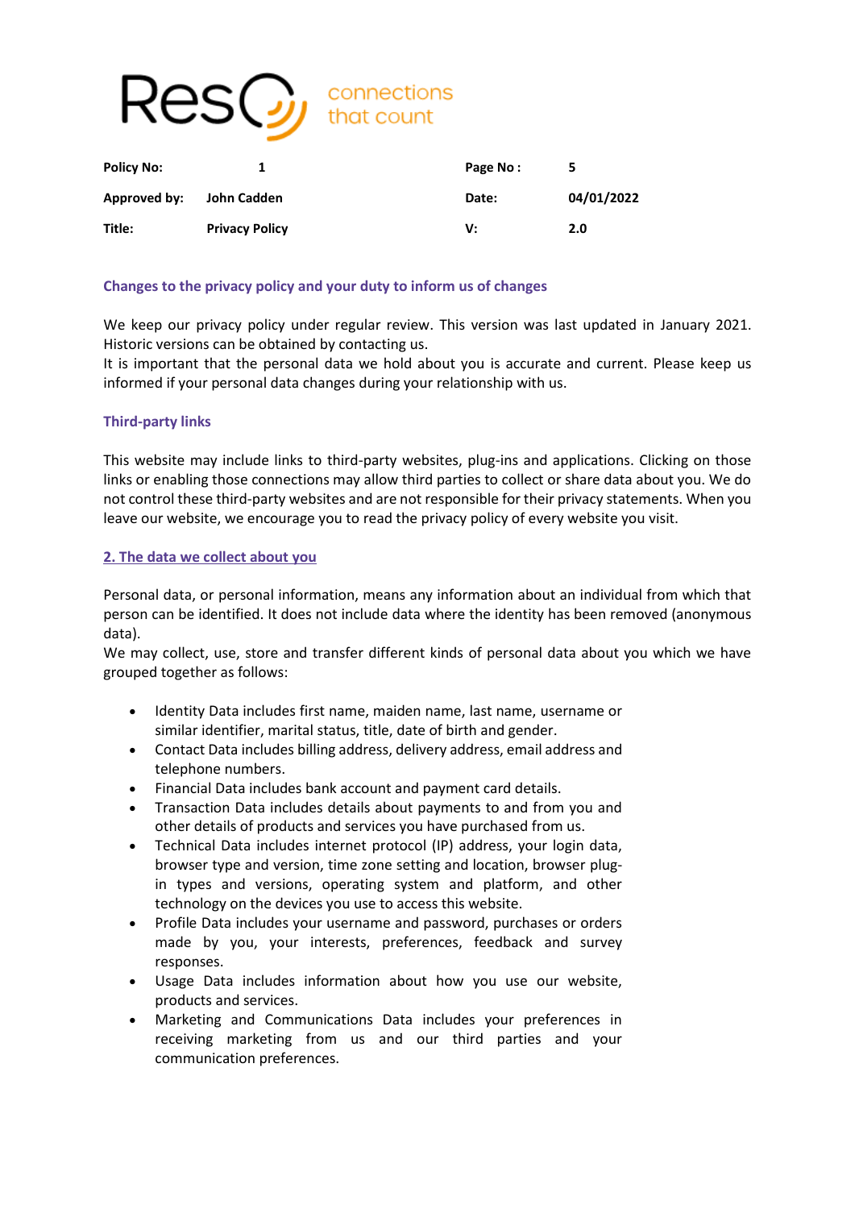### Changes to the privacy policy and your duty to inform us of changes

We keep our privacy policy under regular review. This version was last updated in January 2021. Historic versions can be obtained by contacting us.
It is important that the personal data we hold about you is accurate and current. Please keep us informed if your personal data changes during your relationship with us.

### Third-party links

This website may include links to third-party websites, plug-ins and applications. Clicking on those links or enabling those connections may allow third parties to collect or share data about you. We do not control these third-party websites and are not responsible for their privacy statements. When you leave our website, we encourage you to read the privacy policy of every website you visit.

## 2. The data we collect about you

Personal data, or personal information, means any information about an individual from which that person can be identified. It does not include data where the identity has been removed (anonymous data).
We may collect, use, store and transfer different kinds of personal data about you which we have grouped together as follows:

- Identity Data includes first name, maiden name, last name, username or similar identifier, marital status, title, date of birth and gender.
- Contact Data includes billing address, delivery address, email address and telephone numbers.
- Financial Data includes bank account and payment card details.
- Transaction Data includes details about payments to and from you and other details of products and services you have purchased from us.
- Technical Data includes internet protocol (IP) address, your login data, browser type and version, time zone setting and location, browser plug-in types and versions, operating system and platform, and other technology on the devices you use to access this website.
- Profile Data includes your username and password, purchases or orders made by you, your interests, preferences, feedback and survey responses.
- Usage Data includes information about how you use our website, products and services.
- Marketing and Communications Data includes your preferences in receiving marketing from us and our third parties and your communication preferences.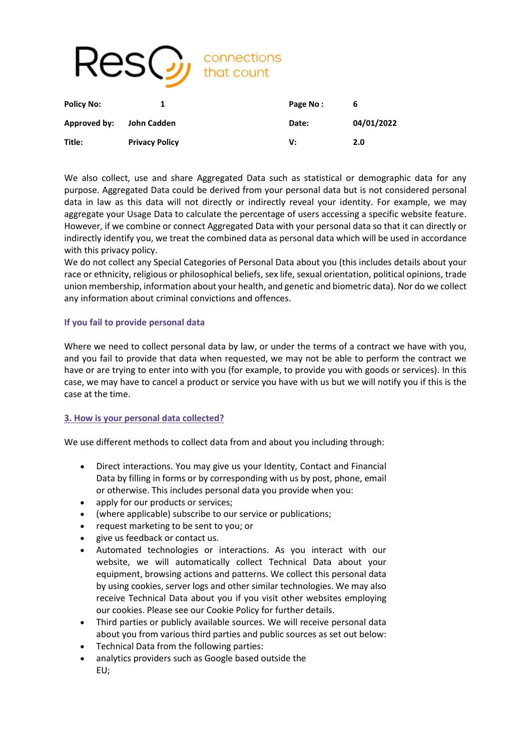We also collect, use and share Aggregated Data such as statistical or demographic data for any purpose. Aggregated Data could be derived from your personal data but is not considered personal data in law as this data will not directly or indirectly reveal your identity. For example, we may aggregate your Usage Data to calculate the percentage of users accessing a specific website feature. However, if we combine or connect Aggregated Data with your personal data so that it can directly or indirectly identify you, we treat the combined data as personal data which will be used in accordance with this privacy policy.
We do not collect any Special Categories of Personal Data about you (this includes details about your race or ethnicity, religious or philosophical beliefs, sex life, sexual orientation, political opinions, trade union membership, information about your health, and genetic and biometric data). Nor do we collect any information about criminal convictions and offences.

### If you fail to provide personal data

Where we need to collect personal data by law, or under the terms of a contract we have with you, and you fail to provide that data when requested, we may not be able to perform the contract we have or are trying to enter into with you (for example, to provide you with goods or services). In this case, we may have to cancel a product or service you have with us but we will notify you if this is the case at the time.

## 3. How is your personal data collected?

We use different methods to collect data from and about you including through:

- Direct interactions. You may give us your Identity, Contact and Financial Data by filling in forms or by corresponding with us by post, phone, email or otherwise. This includes personal data you provide when you:
- apply for our products or services;
- (where applicable) subscribe to our service or publications;
- request marketing to be sent to you; or
- give us feedback or contact us.
- Automated technologies or interactions. As you interact with our website, we will automatically collect Technical Data about your equipment, browsing actions and patterns. We collect this personal data by using cookies, server logs and other similar technologies. We may also receive Technical Data about you if you visit other websites employing our cookies. Please see our Cookie Policy for further details.
- Third parties or publicly available sources. We will receive personal data about you from various third parties and public sources as set out below:
- Technical Data from the following parties:
- analytics providers such as Google based outside the EU;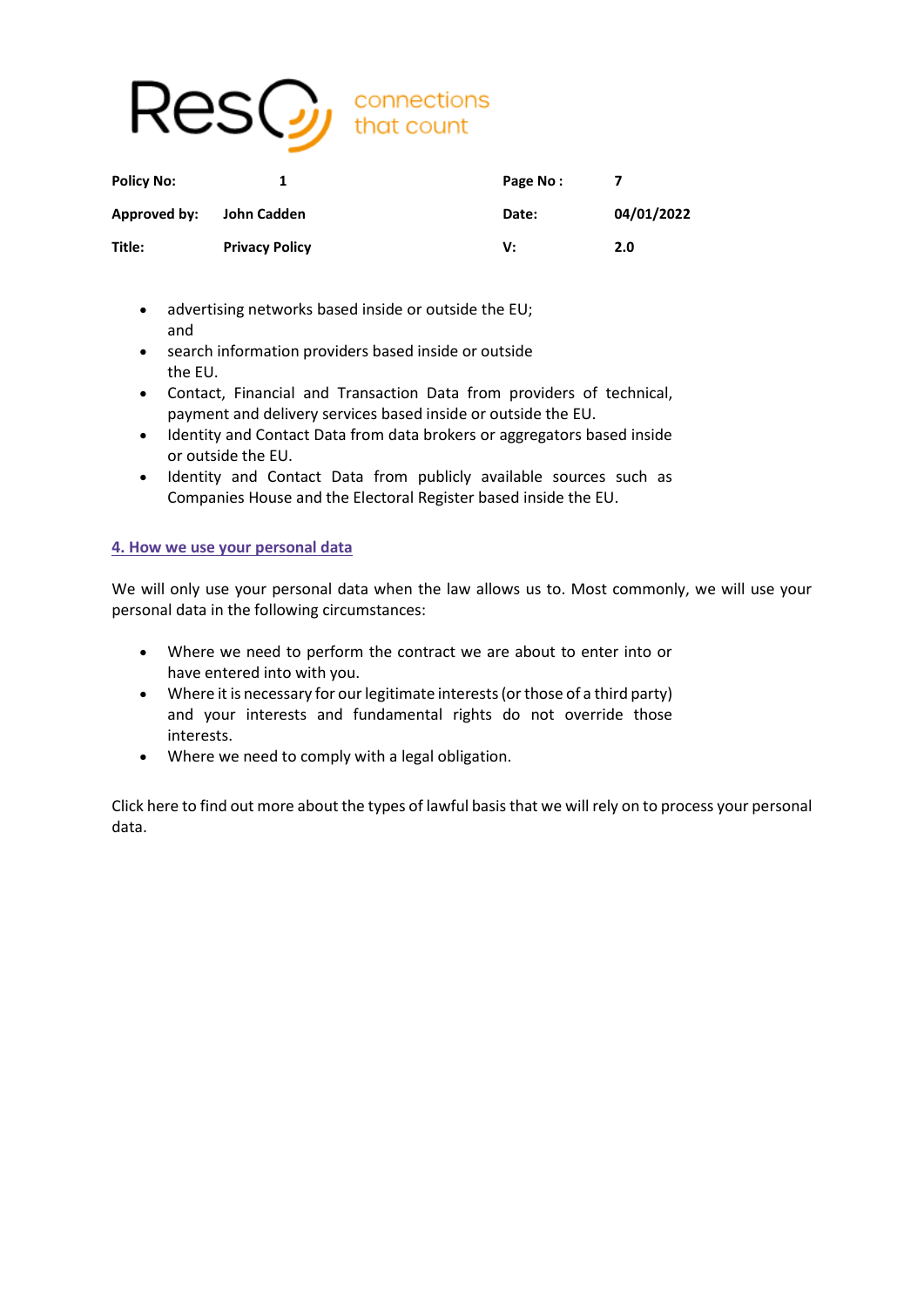- advertising networks based inside or outside the EU; and
- search information providers based inside or outside the EU.
- Contact, Financial and Transaction Data from providers of technical, payment and delivery services based inside or outside the EU.
- Identity and Contact Data from data brokers or aggregators based inside or outside the EU.
- Identity and Contact Data from publicly available sources such as Companies House and the Electoral Register based inside the EU.

## 4. How we use your personal data

We will only use your personal data when the law allows us to. Most commonly, we will use your personal data in the following circumstances:

- Where we need to perform the contract we are about to enter into or have entered into with you.
- Where it is necessary for our legitimate interests (or those of a third party) and your interests and fundamental rights do not override those interests.
- Where we need to comply with a legal obligation.

Click here to find out more about the types of lawful basis that we will rely on to process your personal data.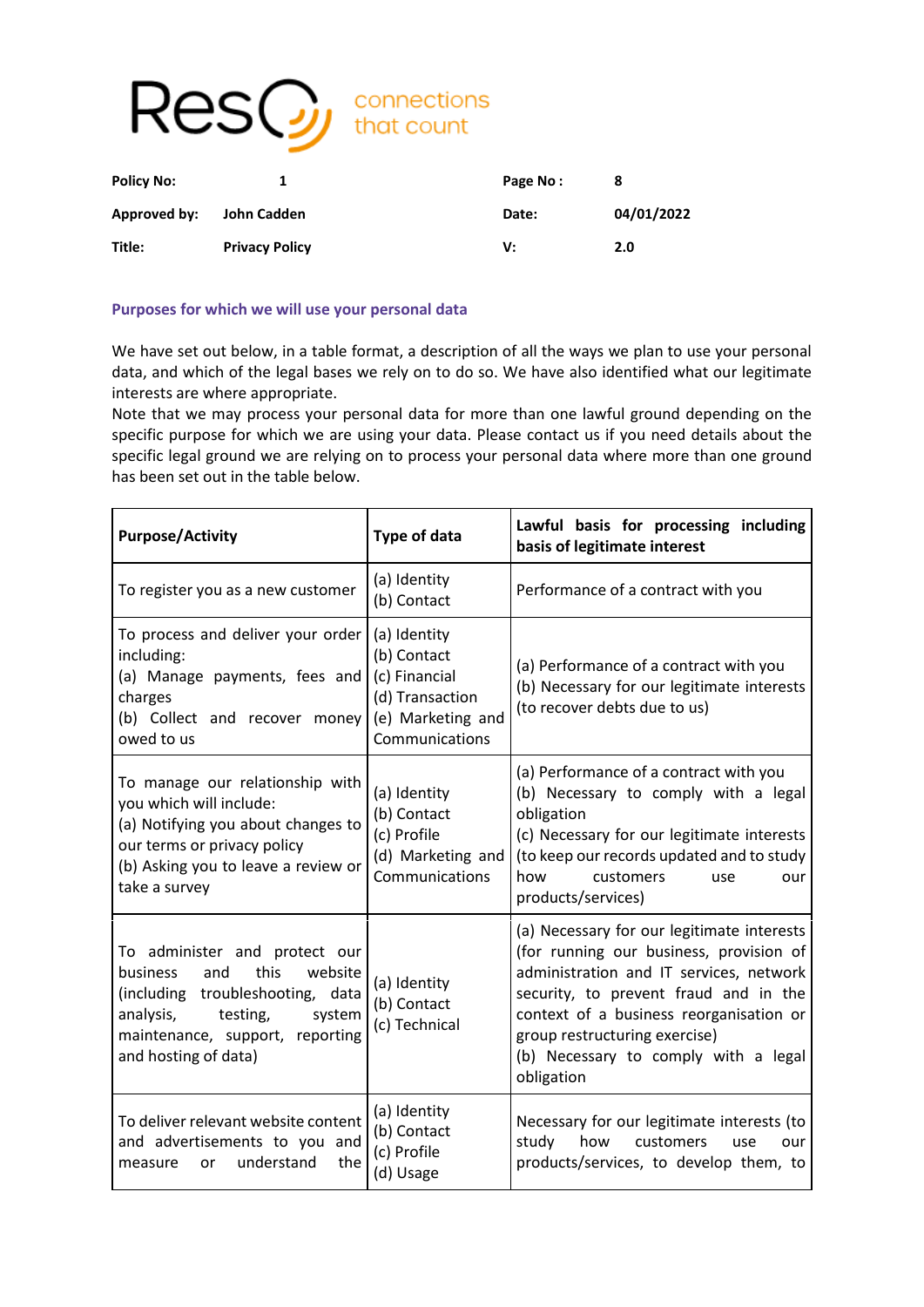## Purposes for which we will use your personal data

We have set out below, in a table format, a description of all the ways we plan to use your personal data, and which of the legal bases we rely on to do so. We have also identified what our legitimate interests are where appropriate.

Note that we may process your personal data for more than one lawful ground depending on the specific purpose for which we are using your data. Please contact us if you need details about the specific legal ground we are relying on to process your personal data where more than one ground has been set out in the table below.

| Purpose/Activity | Type of data | Lawful basis for processing including basis of legitimate interest |
|---|---|---|
| To register you as a new customer | (a) Identity<br>(b) Contact | Performance of a contract with you |
| To process and deliver your order including:<br>(a) Manage payments, fees and charges<br>(b) Collect and recover money owed to us | (a) Identity<br>(b) Contact<br>(c) Financial<br>(d) Transaction<br>(e) Marketing and Communications | (a) Performance of a contract with you<br>(b) Necessary for our legitimate interests (to recover debts due to us) |
| To manage our relationship with you which will include:<br>(a) Notifying you about changes to our terms or privacy policy<br>(b) Asking you to leave a review or take a survey | (a) Identity<br>(b) Contact<br>(c) Profile<br>(d) Marketing and Communications | (a) Performance of a contract with you<br>(b) Necessary to comply with a legal obligation<br>(c) Necessary for our legitimate interests (to keep our records updated and to study how customers use our products/services) |
| To administer and protect our business and this website (including troubleshooting, data analysis, testing, system maintenance, support, reporting and hosting of data) | (a) Identity<br>(b) Contact<br>(c) Technical | (a) Necessary for our legitimate interests (for running our business, provision of administration and IT services, network security, to prevent fraud and in the context of a business reorganisation or group restructuring exercise)<br>(b) Necessary to comply with a legal obligation |
| To deliver relevant website content and advertisements to you and measure or understand the | (a) Identity<br>(b) Contact<br>(c) Profile<br>(d) Usage | Necessary for our legitimate interests (to study how customers use our products/services, to develop them, to |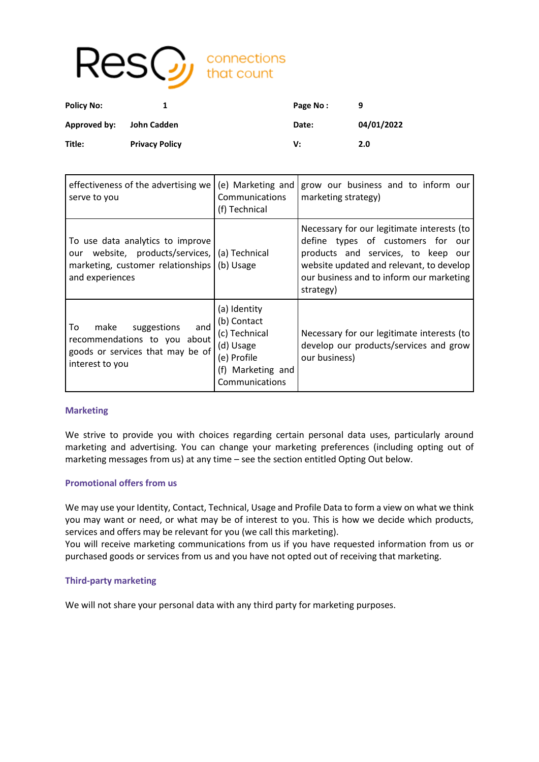| | | |
|---|---|---|
| effectiveness of the advertising we serve to you | (e) Marketing and Communications<br>(f) Technical | grow our business and to inform our marketing strategy) |
| To use data analytics to improve our website, products/services, marketing, customer relationships and experiences | (a) Technical<br>(b) Usage | Necessary for our legitimate interests (to define types of customers for our products and services, to keep our website updated and relevant, to develop our business and to inform our marketing strategy) |
| To make suggestions and recommendations to you about goods or services that may be of interest to you | (a) Identity<br>(b) Contact<br>(c) Technical<br>(d) Usage<br>(e) Profile<br>(f) Marketing and Communications | Necessary for our legitimate interests (to develop our products/services and grow our business) |

### Marketing

We strive to provide you with choices regarding certain personal data uses, particularly around marketing and advertising. You can change your marketing preferences (including opting out of marketing messages from us) at any time – see the section entitled Opting Out below.

### Promotional offers from us

We may use your Identity, Contact, Technical, Usage and Profile Data to form a view on what we think you may want or need, or what may be of interest to you. This is how we decide which products, services and offers may be relevant for you (we call this marketing).
You will receive marketing communications from us if you have requested information from us or purchased goods or services from us and you have not opted out of receiving that marketing.

### Third-party marketing

We will not share your personal data with any third party for marketing purposes.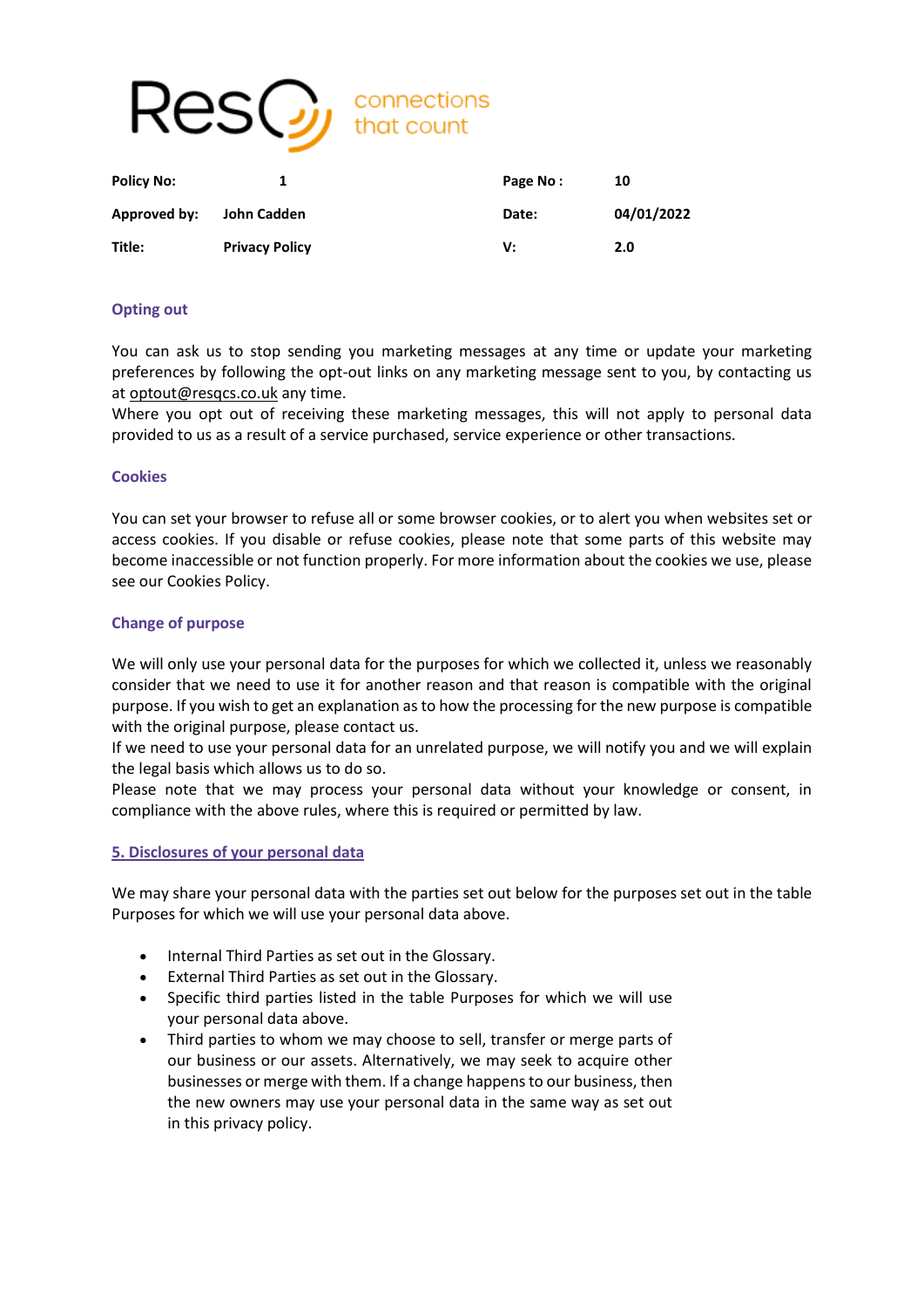### Opting out

You can ask us to stop sending you marketing messages at any time or update your marketing preferences by following the opt-out links on any marketing message sent to you, by contacting us at optout@resqcs.co.uk any time.
Where you opt out of receiving these marketing messages, this will not apply to personal data provided to us as a result of a service purchased, service experience or other transactions.

### Cookies

You can set your browser to refuse all or some browser cookies, or to alert you when websites set or access cookies. If you disable or refuse cookies, please note that some parts of this website may become inaccessible or not function properly. For more information about the cookies we use, please see our Cookies Policy.

### Change of purpose

We will only use your personal data for the purposes for which we collected it, unless we reasonably consider that we need to use it for another reason and that reason is compatible with the original purpose. If you wish to get an explanation as to how the processing for the new purpose is compatible with the original purpose, please contact us.
If we need to use your personal data for an unrelated purpose, we will notify you and we will explain the legal basis which allows us to do so.
Please note that we may process your personal data without your knowledge or consent, in compliance with the above rules, where this is required or permitted by law.

## 5. Disclosures of your personal data

We may share your personal data with the parties set out below for the purposes set out in the table Purposes for which we will use your personal data above.

- Internal Third Parties as set out in the Glossary.
- External Third Parties as set out in the Glossary.
- Specific third parties listed in the table Purposes for which we will use your personal data above.
- Third parties to whom we may choose to sell, transfer or merge parts of our business or our assets. Alternatively, we may seek to acquire other businesses or merge with them. If a change happens to our business, then the new owners may use your personal data in the same way as set out in this privacy policy.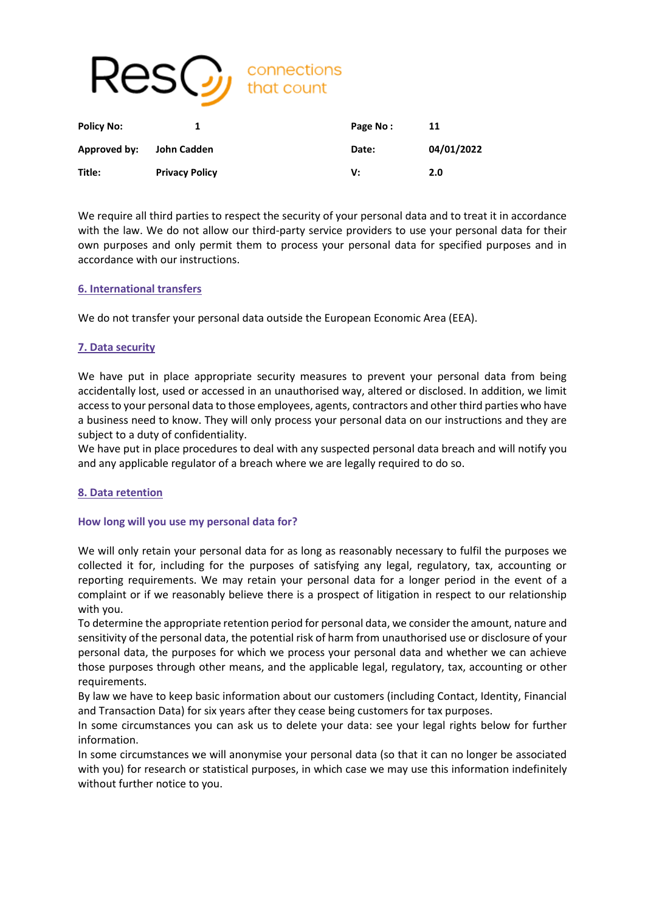We require all third parties to respect the security of your personal data and to treat it in accordance with the law. We do not allow our third-party service providers to use your personal data for their own purposes and only permit them to process your personal data for specified purposes and in accordance with our instructions.

## 6. International transfers

We do not transfer your personal data outside the European Economic Area (EEA).

## 7. Data security

We have put in place appropriate security measures to prevent your personal data from being accidentally lost, used or accessed in an unauthorised way, altered or disclosed. In addition, we limit access to your personal data to those employees, agents, contractors and other third parties who have a business need to know. They will only process your personal data on our instructions and they are subject to a duty of confidentiality.
We have put in place procedures to deal with any suspected personal data breach and will notify you and any applicable regulator of a breach where we are legally required to do so.

## 8. Data retention

### How long will you use my personal data for?

We will only retain your personal data for as long as reasonably necessary to fulfil the purposes we collected it for, including for the purposes of satisfying any legal, regulatory, tax, accounting or reporting requirements. We may retain your personal data for a longer period in the event of a complaint or if we reasonably believe there is a prospect of litigation in respect to our relationship with you.
To determine the appropriate retention period for personal data, we consider the amount, nature and sensitivity of the personal data, the potential risk of harm from unauthorised use or disclosure of your personal data, the purposes for which we process your personal data and whether we can achieve those purposes through other means, and the applicable legal, regulatory, tax, accounting or other requirements.
By law we have to keep basic information about our customers (including Contact, Identity, Financial and Transaction Data) for six years after they cease being customers for tax purposes.
In some circumstances you can ask us to delete your data: see your legal rights below for further information.
In some circumstances we will anonymise your personal data (so that it can no longer be associated with you) for research or statistical purposes, in which case we may use this information indefinitely without further notice to you.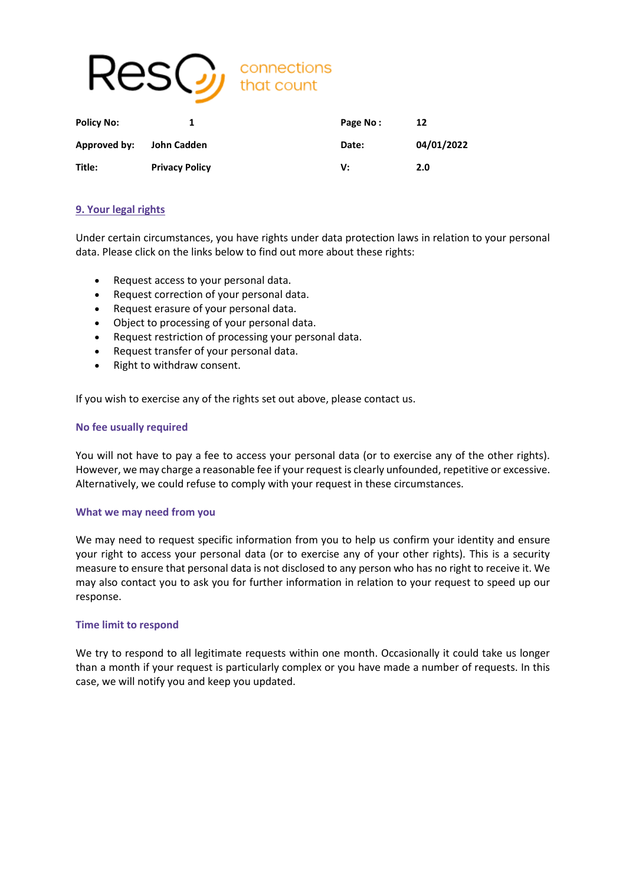## 9. Your legal rights

Under certain circumstances, you have rights under data protection laws in relation to your personal data. Please click on the links below to find out more about these rights:

- Request access to your personal data.
- Request correction of your personal data.
- Request erasure of your personal data.
- Object to processing of your personal data.
- Request restriction of processing your personal data.
- Request transfer of your personal data.
- Right to withdraw consent.

If you wish to exercise any of the rights set out above, please contact us.

### No fee usually required

You will not have to pay a fee to access your personal data (or to exercise any of the other rights). However, we may charge a reasonable fee if your request is clearly unfounded, repetitive or excessive. Alternatively, we could refuse to comply with your request in these circumstances.

### What we may need from you

We may need to request specific information from you to help us confirm your identity and ensure your right to access your personal data (or to exercise any of your other rights). This is a security measure to ensure that personal data is not disclosed to any person who has no right to receive it. We may also contact you to ask you for further information in relation to your request to speed up our response.

### Time limit to respond

We try to respond to all legitimate requests within one month. Occasionally it could take us longer than a month if your request is particularly complex or you have made a number of requests. In this case, we will notify you and keep you updated.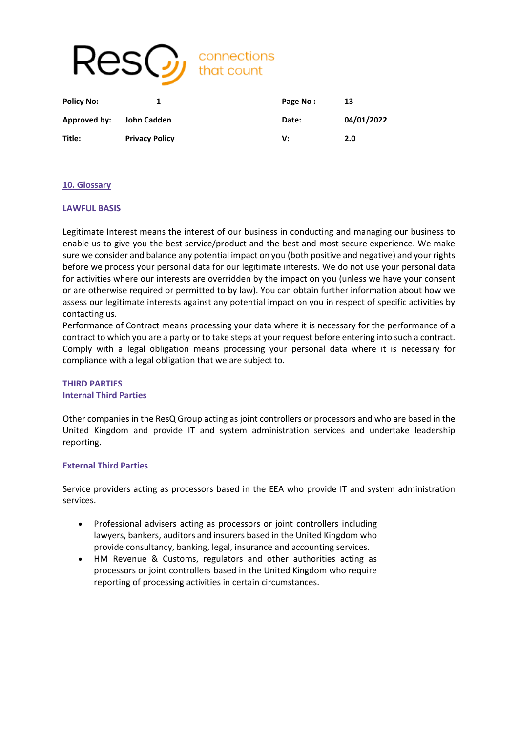## 10. Glossary

### LAWFUL BASIS

Legitimate Interest means the interest of our business in conducting and managing our business to enable us to give you the best service/product and the best and most secure experience. We make sure we consider and balance any potential impact on you (both positive and negative) and your rights before we process your personal data for our legitimate interests. We do not use your personal data for activities where our interests are overridden by the impact on you (unless we have your consent or are otherwise required or permitted to by law). You can obtain further information about how we assess our legitimate interests against any potential impact on you in respect of specific activities by contacting us.
Performance of Contract means processing your data where it is necessary for the performance of a contract to which you are a party or to take steps at your request before entering into such a contract.
Comply with a legal obligation means processing your personal data where it is necessary for compliance with a legal obligation that we are subject to.

### THIRD PARTIES

#### Internal Third Parties

Other companies in the ResQ Group acting as joint controllers or processors and who are based in the United Kingdom and provide IT and system administration services and undertake leadership reporting.

#### External Third Parties

Service providers acting as processors based in the EEA who provide IT and system administration services.

- Professional advisers acting as processors or joint controllers including lawyers, bankers, auditors and insurers based in the United Kingdom who provide consultancy, banking, legal, insurance and accounting services.
- HM Revenue & Customs, regulators and other authorities acting as processors or joint controllers based in the United Kingdom who require reporting of processing activities in certain circumstances.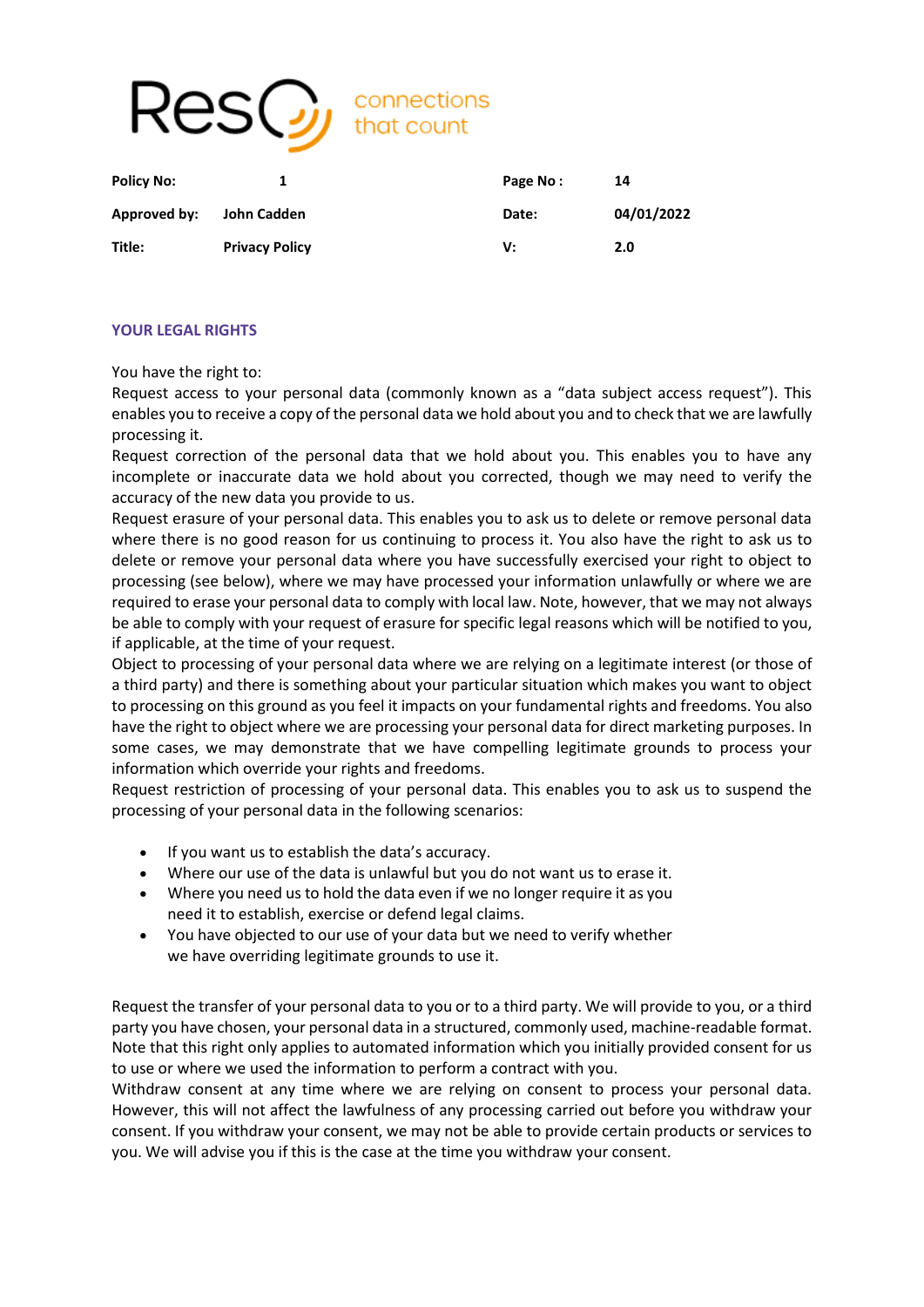## YOUR LEGAL RIGHTS

You have the right to:

Request access to your personal data (commonly known as a “data subject access request”). This enables you to receive a copy of the personal data we hold about you and to check that we are lawfully processing it.

Request correction of the personal data that we hold about you. This enables you to have any incomplete or inaccurate data we hold about you corrected, though we may need to verify the accuracy of the new data you provide to us.

Request erasure of your personal data. This enables you to ask us to delete or remove personal data where there is no good reason for us continuing to process it. You also have the right to ask us to delete or remove your personal data where you have successfully exercised your right to object to processing (see below), where we may have processed your information unlawfully or where we are required to erase your personal data to comply with local law. Note, however, that we may not always be able to comply with your request of erasure for specific legal reasons which will be notified to you, if applicable, at the time of your request.

Object to processing of your personal data where we are relying on a legitimate interest (or those of a third party) and there is something about your particular situation which makes you want to object to processing on this ground as you feel it impacts on your fundamental rights and freedoms. You also have the right to object where we are processing your personal data for direct marketing purposes. In some cases, we may demonstrate that we have compelling legitimate grounds to process your information which override your rights and freedoms.

Request restriction of processing of your personal data. This enables you to ask us to suspend the processing of your personal data in the following scenarios:

- If you want us to establish the data’s accuracy.
- Where our use of the data is unlawful but you do not want us to erase it.
- Where you need us to hold the data even if we no longer require it as you need it to establish, exercise or defend legal claims.
- You have objected to our use of your data but we need to verify whether we have overriding legitimate grounds to use it.

Request the transfer of your personal data to you or to a third party. We will provide to you, or a third party you have chosen, your personal data in a structured, commonly used, machine-readable format. Note that this right only applies to automated information which you initially provided consent for us to use or where we used the information to perform a contract with you.

Withdraw consent at any time where we are relying on consent to process your personal data. However, this will not affect the lawfulness of any processing carried out before you withdraw your consent. If you withdraw your consent, we may not be able to provide certain products or services to you. We will advise you if this is the case at the time you withdraw your consent.